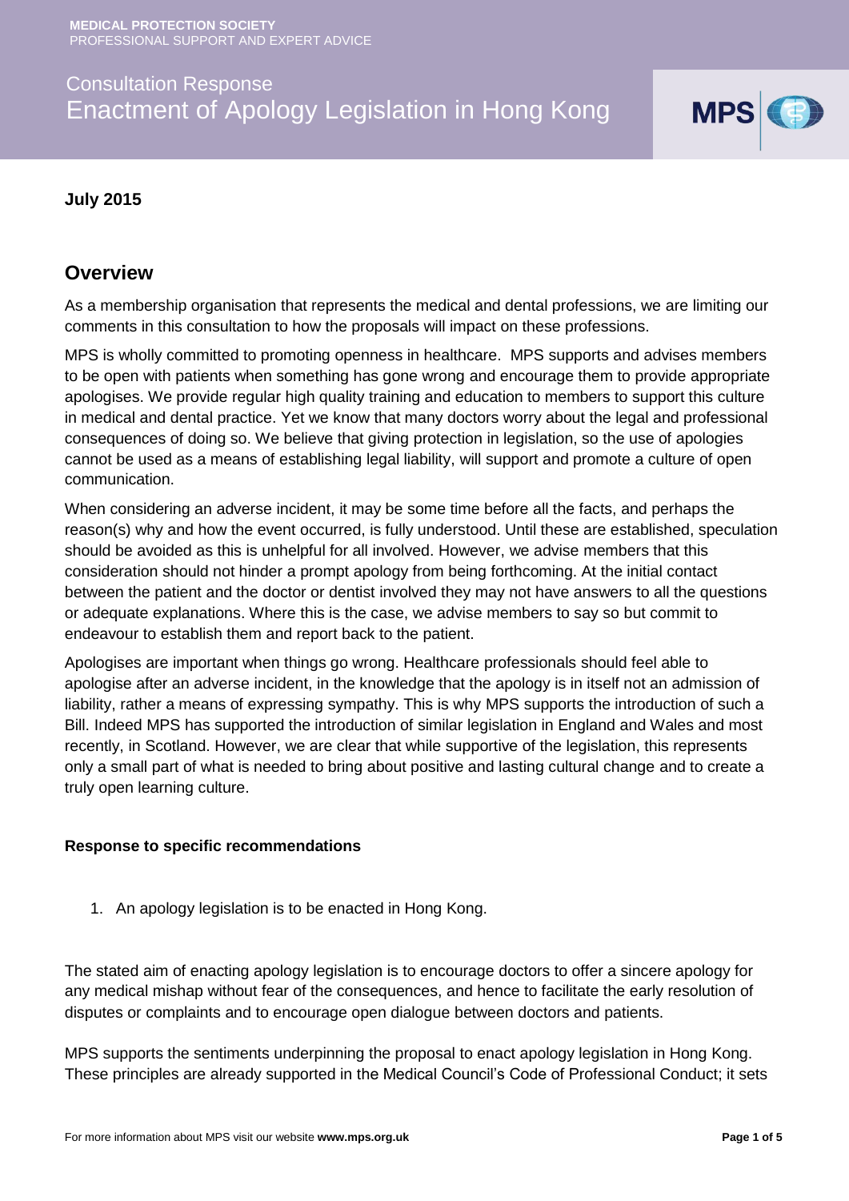MEDICAL PROTECTION SOCIETY
PROFESSIONAL SUPPORT AND EXPERT ADVICE

# Consultation Response
# Enactment of Apology Legislation in Hong Kong

**July 2015**

## Overview

As a membership organisation that represents the medical and dental professions, we are limiting our comments in this consultation to how the proposals will impact on these professions.

MPS is wholly committed to promoting openness in healthcare. MPS supports and advises members to be open with patients when something has gone wrong and encourage them to provide appropriate apologises. We provide regular high quality training and education to members to support this culture in medical and dental practice. Yet we know that many doctors worry about the legal and professional consequences of doing so. We believe that giving protection in legislation, so the use of apologies cannot be used as a means of establishing legal liability, will support and promote a culture of open communication.

When considering an adverse incident, it may be some time before all the facts, and perhaps the reason(s) why and how the event occurred, is fully understood. Until these are established, speculation should be avoided as this is unhelpful for all involved. However, we advise members that this consideration should not hinder a prompt apology from being forthcoming. At the initial contact between the patient and the doctor or dentist involved they may not have answers to all the questions or adequate explanations. Where this is the case, we advise members to say so but commit to endeavour to establish them and report back to the patient.

Apologises are important when things go wrong. Healthcare professionals should feel able to apologise after an adverse incident, in the knowledge that the apology is in itself not an admission of liability, rather a means of expressing sympathy. This is why MPS supports the introduction of such a Bill. Indeed MPS has supported the introduction of similar legislation in England and Wales and most recently, in Scotland. However, we are clear that while supportive of the legislation, this represents only a small part of what is needed to bring about positive and lasting cultural change and to create a truly open learning culture.

**Response to specific recommendations**

1. An apology legislation is to be enacted in Hong Kong.

The stated aim of enacting apology legislation is to encourage doctors to offer a sincere apology for any medical mishap without fear of the consequences, and hence to facilitate the early resolution of disputes or complaints and to encourage open dialogue between doctors and patients.

MPS supports the sentiments underpinning the proposal to enact apology legislation in Hong Kong. These principles are already supported in the Medical Council's Code of Professional Conduct; it sets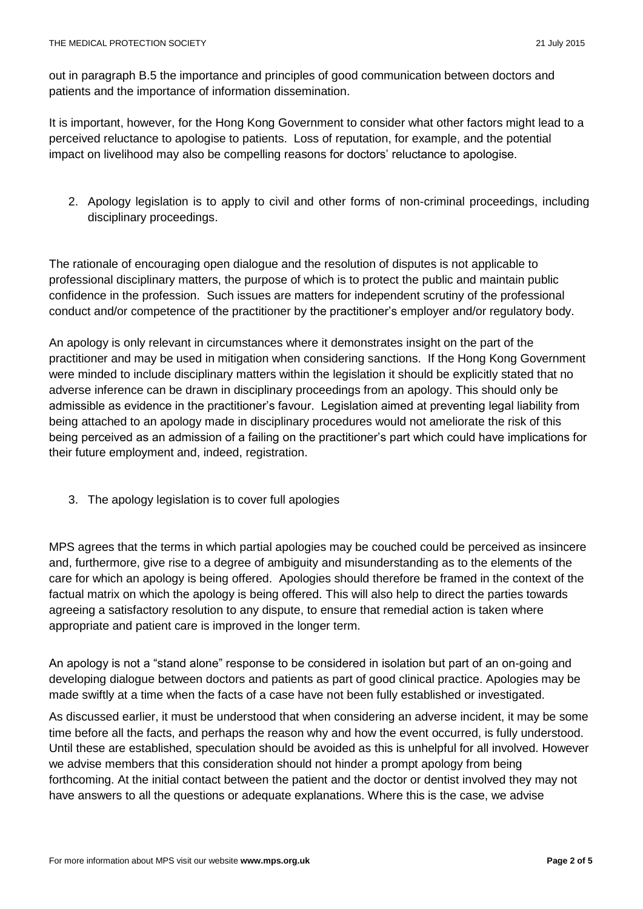out in paragraph B.5 the importance and principles of good communication between doctors and patients and the importance of information dissemination.

It is important, however, for the Hong Kong Government to consider what other factors might lead to a perceived reluctance to apologise to patients. Loss of reputation, for example, and the potential impact on livelihood may also be compelling reasons for doctors' reluctance to apologise.

2. Apology legislation is to apply to civil and other forms of non-criminal proceedings, including disciplinary proceedings.

The rationale of encouraging open dialogue and the resolution of disputes is not applicable to professional disciplinary matters, the purpose of which is to protect the public and maintain public confidence in the profession. Such issues are matters for independent scrutiny of the professional conduct and/or competence of the practitioner by the practitioner's employer and/or regulatory body.

An apology is only relevant in circumstances where it demonstrates insight on the part of the practitioner and may be used in mitigation when considering sanctions. If the Hong Kong Government were minded to include disciplinary matters within the legislation it should be explicitly stated that no adverse inference can be drawn in disciplinary proceedings from an apology. This should only be admissible as evidence in the practitioner's favour. Legislation aimed at preventing legal liability from being attached to an apology made in disciplinary procedures would not ameliorate the risk of this being perceived as an admission of a failing on the practitioner's part which could have implications for their future employment and, indeed, registration.

3. The apology legislation is to cover full apologies

MPS agrees that the terms in which partial apologies may be couched could be perceived as insincere and, furthermore, give rise to a degree of ambiguity and misunderstanding as to the elements of the care for which an apology is being offered. Apologies should therefore be framed in the context of the factual matrix on which the apology is being offered. This will also help to direct the parties towards agreeing a satisfactory resolution to any dispute, to ensure that remedial action is taken where appropriate and patient care is improved in the longer term.

An apology is not a "stand alone" response to be considered in isolation but part of an on-going and developing dialogue between doctors and patients as part of good clinical practice. Apologies may be made swiftly at a time when the facts of a case have not been fully established or investigated.

As discussed earlier, it must be understood that when considering an adverse incident, it may be some time before all the facts, and perhaps the reason why and how the event occurred, is fully understood. Until these are established, speculation should be avoided as this is unhelpful for all involved. However we advise members that this consideration should not hinder a prompt apology from being forthcoming. At the initial contact between the patient and the doctor or dentist involved they may not have answers to all the questions or adequate explanations. Where this is the case, we advise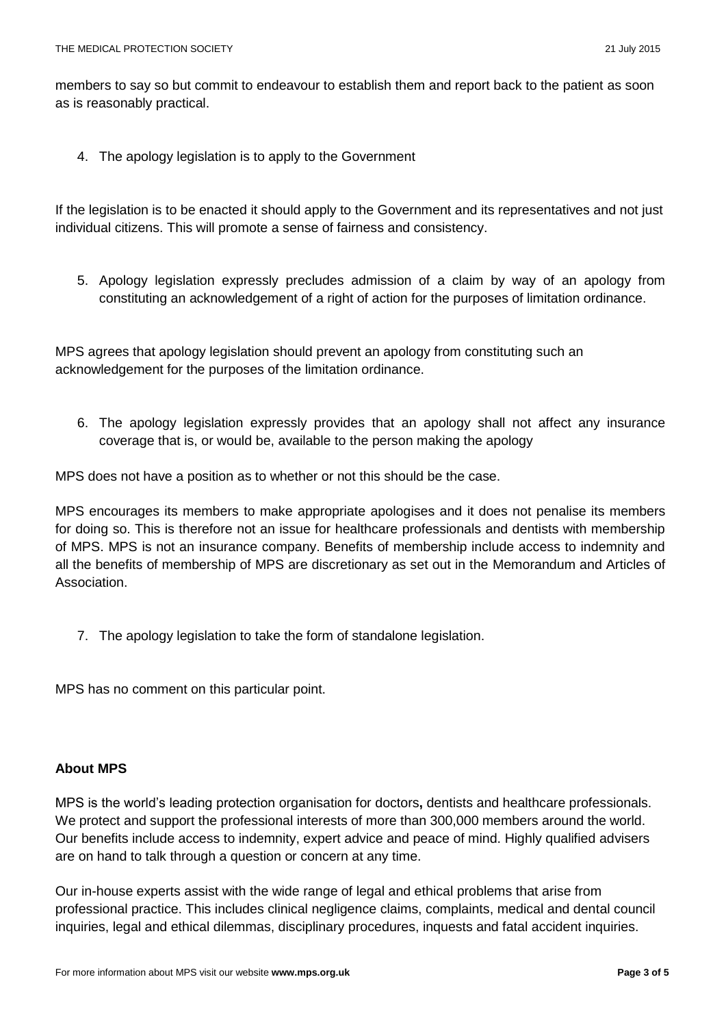members to say so but commit to endeavour to establish them and report back to the patient as soon as is reasonably practical.

4. The apology legislation is to apply to the Government

If the legislation is to be enacted it should apply to the Government and its representatives and not just individual citizens. This will promote a sense of fairness and consistency.

5. Apology legislation expressly precludes admission of a claim by way of an apology from constituting an acknowledgement of a right of action for the purposes of limitation ordinance.

MPS agrees that apology legislation should prevent an apology from constituting such an acknowledgement for the purposes of the limitation ordinance.

6. The apology legislation expressly provides that an apology shall not affect any insurance coverage that is, or would be, available to the person making the apology

MPS does not have a position as to whether or not this should be the case.

MPS encourages its members to make appropriate apologises and it does not penalise its members for doing so. This is therefore not an issue for healthcare professionals and dentists with membership of MPS. MPS is not an insurance company. Benefits of membership include access to indemnity and all the benefits of membership of MPS are discretionary as set out in the Memorandum and Articles of Association.

7. The apology legislation to take the form of standalone legislation.

MPS has no comment on this particular point.

**About MPS**

MPS is the world's leading protection organisation for doctors**,** dentists and healthcare professionals. We protect and support the professional interests of more than 300,000 members around the world. Our benefits include access to indemnity, expert advice and peace of mind. Highly qualified advisers are on hand to talk through a question or concern at any time.

Our in-house experts assist with the wide range of legal and ethical problems that arise from professional practice. This includes clinical negligence claims, complaints, medical and dental council inquiries, legal and ethical dilemmas, disciplinary procedures, inquests and fatal accident inquiries.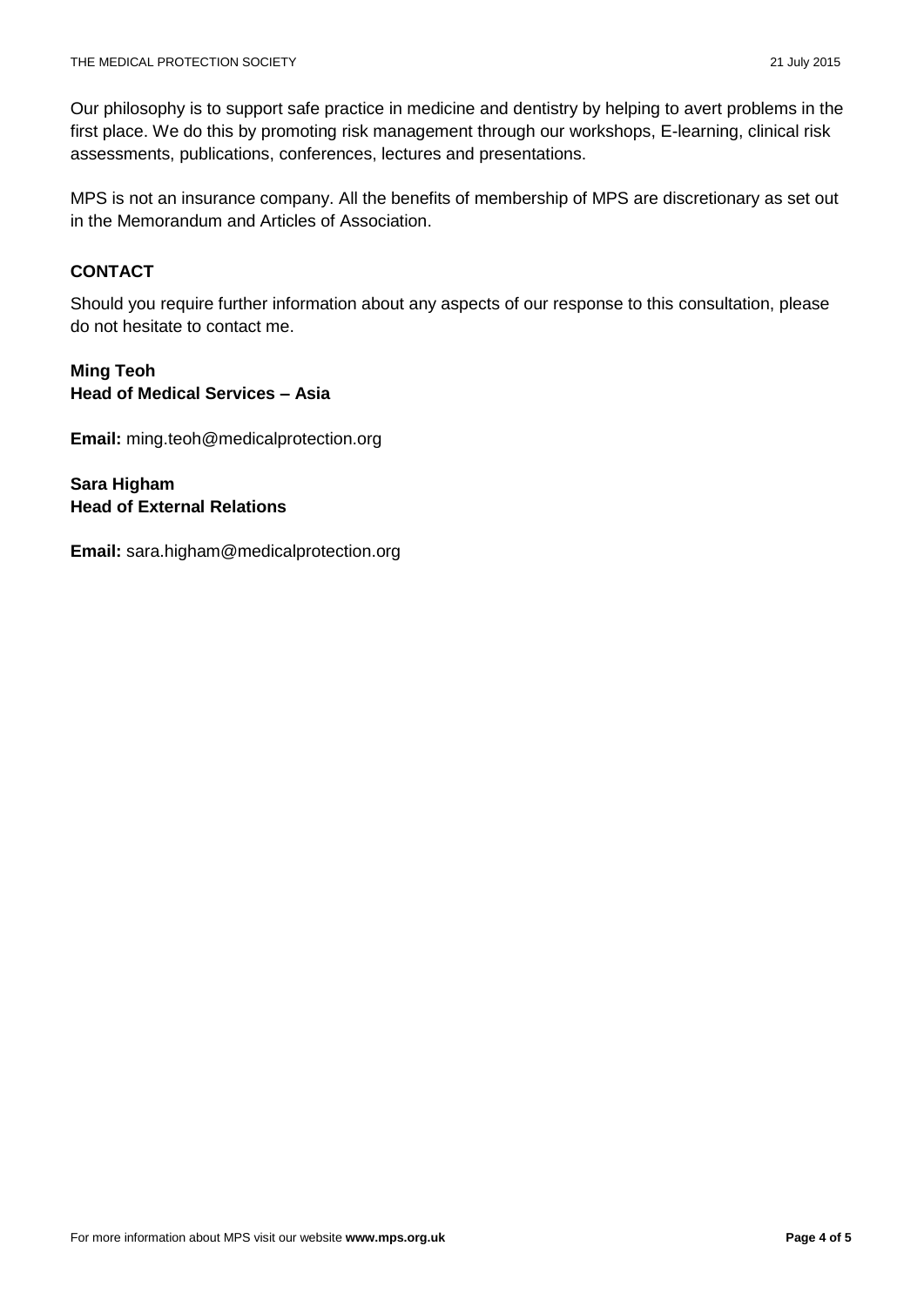Our philosophy is to support safe practice in medicine and dentistry by helping to avert problems in the first place. We do this by promoting risk management through our workshops, E-learning, clinical risk assessments, publications, conferences, lectures and presentations.

MPS is not an insurance company. All the benefits of membership of MPS are discretionary as set out in the Memorandum and Articles of Association.

## CONTACT

Should you require further information about any aspects of our response to this consultation, please do not hesitate to contact me.

**Ming Teoh**
**Head of Medical Services – Asia**

**Email:** ming.teoh@medicalprotection.org

**Sara Higham**
**Head of External Relations**

**Email:** sara.higham@medicalprotection.org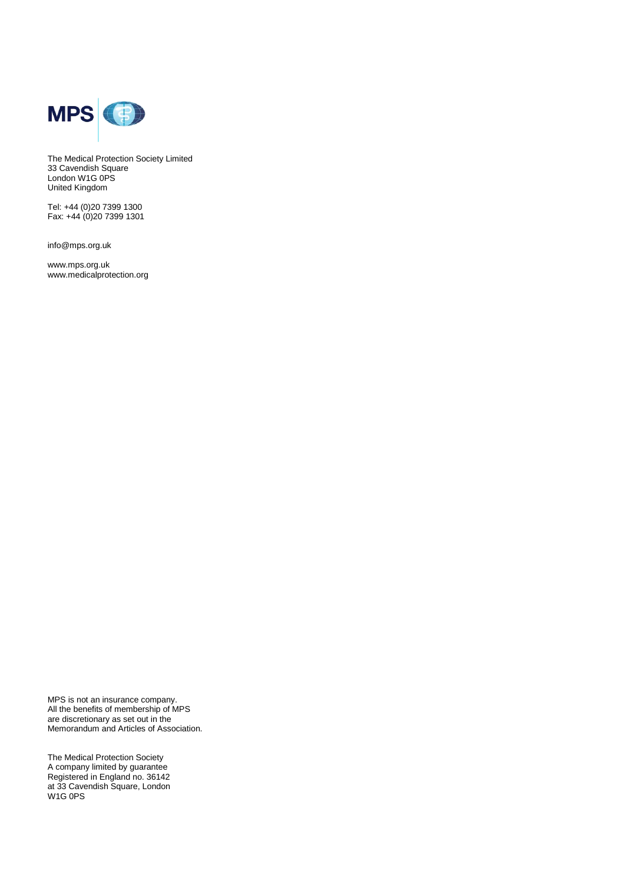MPS

The Medical Protection Society Limited
33 Cavendish Square
London W1G 0PS
United Kingdom

Tel: +44 (0)20 7399 1300
Fax: +44 (0)20 7399 1301

info@mps.org.uk

www.mps.org.uk
www.medicalprotection.org

MPS is not an insurance company.
All the benefits of membership of MPS
are discretionary as set out in the
Memorandum and Articles of Association.

The Medical Protection Society
A company limited by guarantee
Registered in England no. 36142
at 33 Cavendish Square, London
W1G 0PS